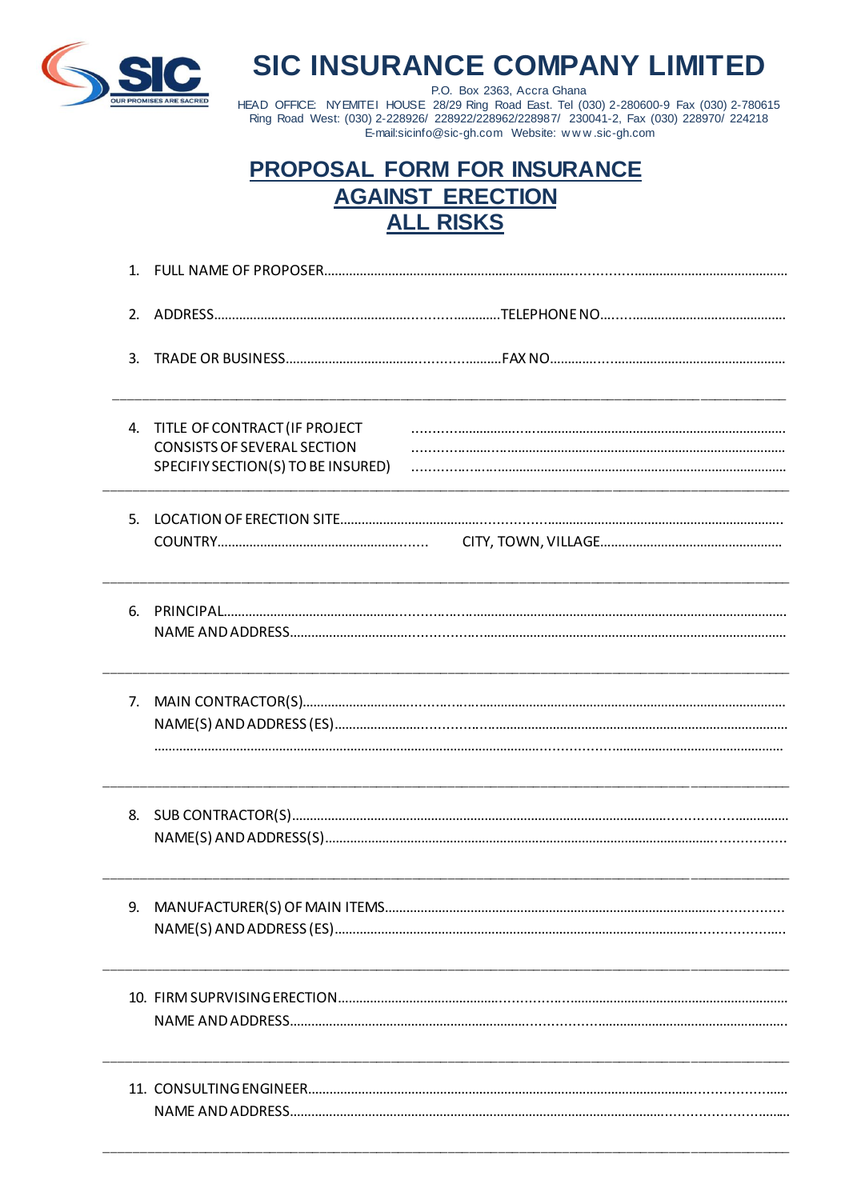# SIC INSURANCE COMPANY LIMITED

P.O. Box 2363, Accra Ghana
HEAD OFFICE: NYEMITEI HOUSE 28/29 Ring Road East. Tel (030) 2-280600-9 Fax (030) 2-780615
Ring Road West: (030) 2-228926/ 228922/228962/228987/ 230041-2, Fax (030) 228970/ 224218
E-mail:sicinfo@sic-gh.com Website: www.sic-gh.com

## PROPOSAL FORM FOR INSURANCE AGAINST ERECTION ALL RISKS

1. FULL NAME OF PROPOSER..............................................................................................................

2. ADDRESS..................................................................TELEPHONE NO..............................................

3. TRADE OR BUSINESS.....................................................FAX NO..................................................

---

4. TITLE OF CONTRACT (IF PROJECT CONSISTS OF SEVERAL SECTION SPECIFY SECTION(S) TO BE INSURED) ..............................................................................................................
..............................................................................................................
..............................................................................................................

---

5. LOCATION OF ERECTION SITE..........................................................................................................
COUNTRY.............................................................. CITY, TOWN, VILLAGE.....................................................

---

6. PRINCIPAL..............................................................................................................................
NAME AND ADDRESS...................................................................................................................

---

7. MAIN CONTRACTOR(S)..................................................................................................................
NAME(S) AND ADDRESS (ES).............................................................................................................
..............................................................................................................

---

8. SUB CONTRACTOR(S)...................................................................................................................
NAME(S) AND ADDRESS(S)...............................................................................................................

---

9. MANUFACTURER(S) OF MAIN ITEMS.......................................................................................................
NAME(S) AND ADDRESS (ES).............................................................................................................

---

10. FIRM SUPRVISING ERECTION.............................................................................................................
NAME AND ADDRESS.....................................................................................................................

---

11. CONSULTING ENGINEER..................................................................................................................
NAME AND ADDRESS.....................................................................................................................

---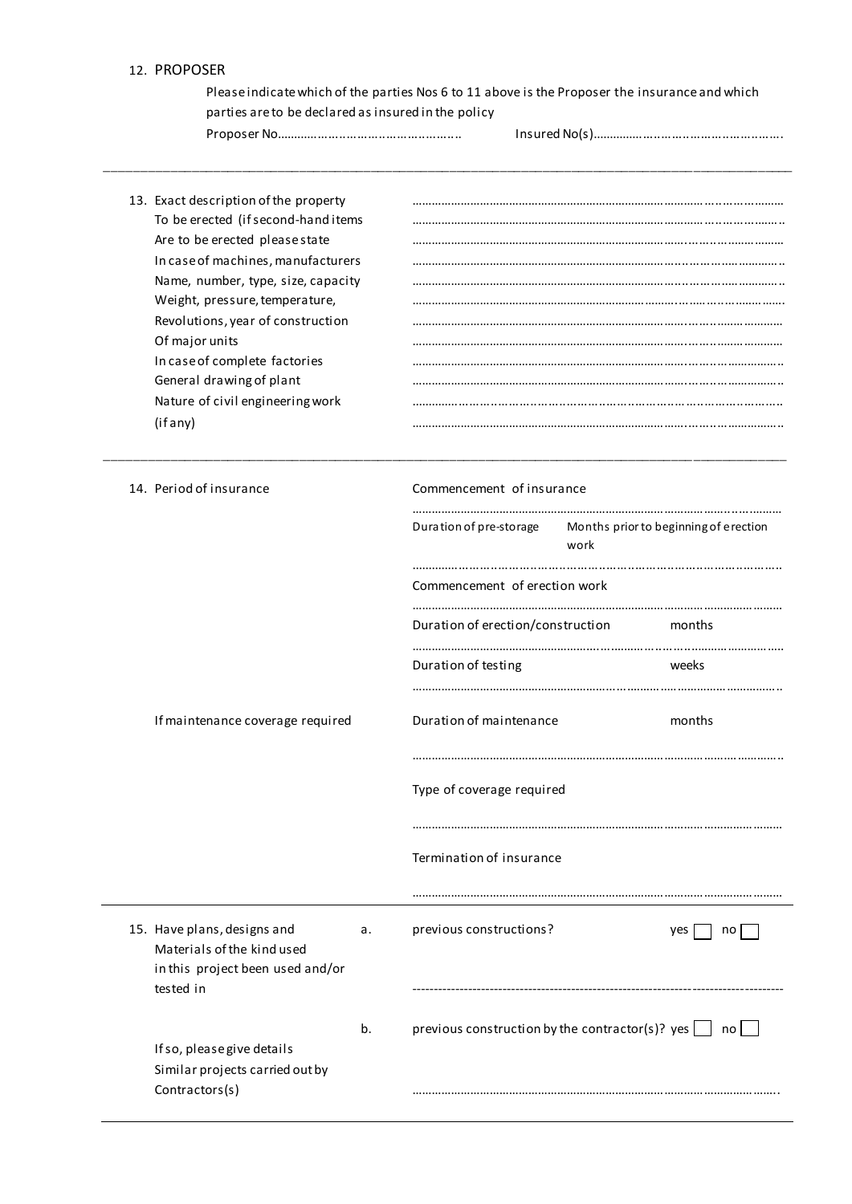12. PROPOSER

Please indicate which of the parties Nos 6 to 11 above is the Proposer the insurance and which parties are to be declared as insured in the policy

Proposer No……………………………………………… Insured No(s)……………………………………………….

---

13. Exact description of the property To be erected (if second-hand items Are to be erected please state In case of machines, manufacturers Name, number, type, size, capacity Weight, pressure, temperature, Revolutions, year of construction Of major units In case of complete factories General drawing of plant Nature of civil engineering work (if any)

……………………………………………………………………………………………

---

14. Period of insurance

Commencement of insurance ……………………………………………………………………

Duration of pre-storage — Months prior to beginning of erection work ……………………………………………………………………

Commencement of erection work ……………………………………………………………………

Duration of erection/construction — months ……………………………………………………………………

Duration of testing — weeks ……………………………………………………………………

If maintenance coverage required

Duration of maintenance — months ……………………………………………………………………

Type of coverage required ……………………………………………………………………

Termination of insurance ……………………………………………………………………

---

15. Have plans, designs and Materials of the kind used in this project been used and/or tested in

a. previous constructions? yes ☐ no ☐

---

b. previous construction by the contractor(s)? yes ☐ no ☐

If so, please give details Similar projects carried out by Contractors(s)

……………………………………………………………………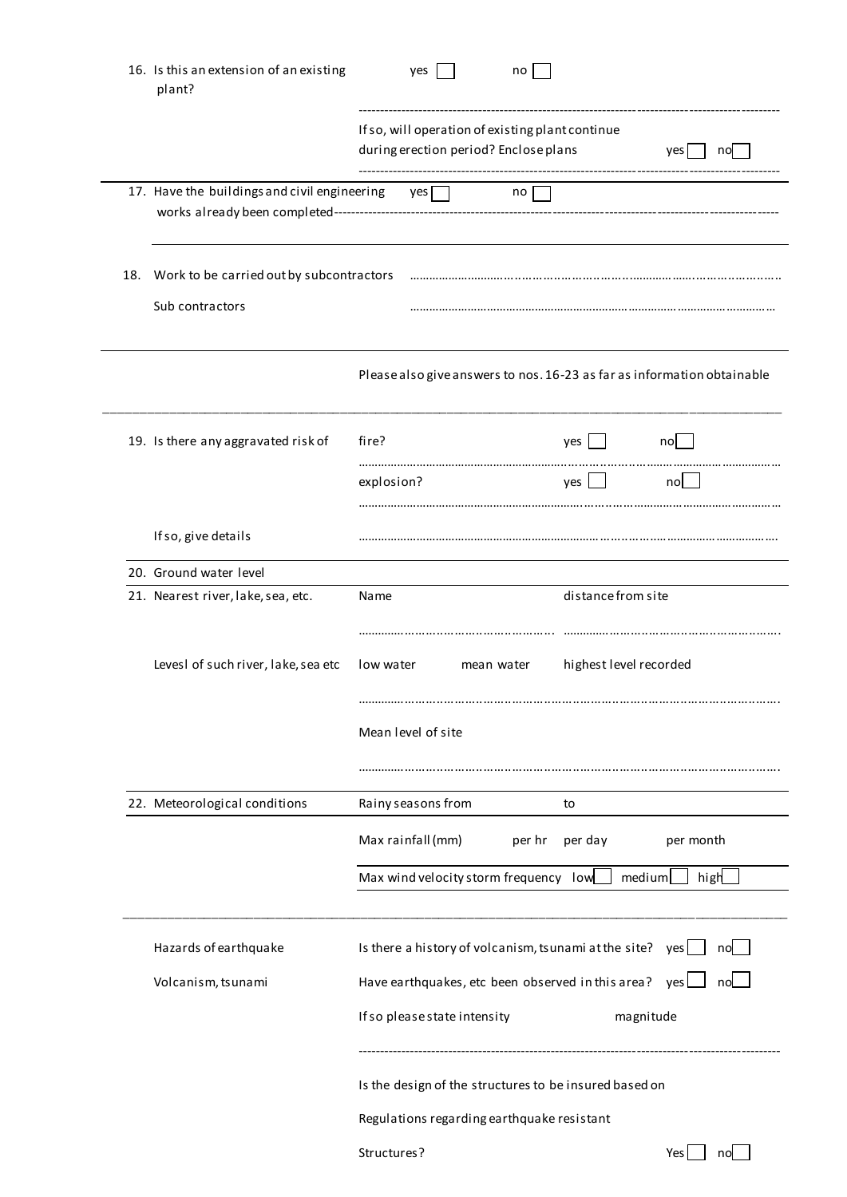16. Is this an extension of an existing plant? yes ☐ no ☐

    If so, will operation of existing plant continue during erection period? Enclose plans yes ☐ no ☐

17. Have the buildings and civil engineering works already been completed yes ☐ no ☐

18. Work to be carried out by subcontractors ……………………………………………………………

    Sub contractors ……………………………………………………………

Please also give answers to nos. 16-23 as far as information obtainable

19. Is there any aggravated risk of

    fire? yes ☐ no ☐

    explosion? yes ☐ no ☐

    If so, give details ……………………………………………………………

20. Ground water level

21. Nearest river, lake, sea, etc.

    Name …………………………… distance from site ……………………………

    Levesl of such river, lake, sea etc

    low water mean water highest level recorded

    ……………………………………………………………

    Mean level of site

    ……………………………………………………………

22. Meteorological conditions

    Rainy seasons from to

    Max rainfall (mm) per hr per day per month

    Max wind velocity storm frequency low ☐ medium ☐ high ☐

Hazards of earthquake Volcanism, tsunami

Is there a history of volcanism, tsunami at the site? yes ☐ no ☐

Have earthquakes, etc been observed in this area? yes ☐ no ☐

If so please state intensity magnitude

Is the design of the structures to be insured based on Regulations regarding earthquake resistant Structures? Yes ☐ no ☐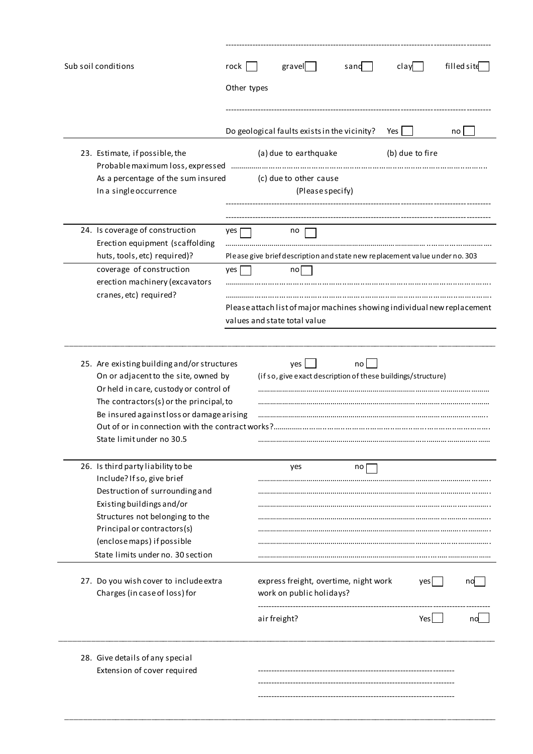---

| | |
|---|---|
| Sub soil conditions | rock ☐ gravel ☐ sand ☐ clay ☐ filled site ☐ |
| | Other types |
| | --- |
| | Do geological faults exists in the vicinity? Yes ☐ no ☐ |

23. Estimate, if possible, the Probable maximum loss, expressed As a percentage of the sum insured In a single occurrence

(a) due to earthquake (b) due to fire

……………………………………………………………………………………

(c) due to other cause (Please specify)

---

---

24. Is coverage of construction Erection equipment (scaffolding huts, tools, etc) required)?

yes ☐ no ☐

……………………………………………………………………………………

Please give brief description and state new replacement value under no. 303

coverage of construction erection machinery (excavators cranes, etc) required?

yes ☐ no ☐

……………………………………………………………………………………

……………………………………………………………………………………

Please attach list of major machines showing individual new replacement values and state total value

---

25. Are existing building and/or structures On or adjacent to the site, owned by Or held in care, custody or control of The contractors(s) or the principal, to Be insured against loss or damage arising Out of or in connection with the contract works?

yes ☐ no ☐

(if so, give exact description of these buildings/structure)

……………………………………………………………………………………

……………………………………………………………………………………

……………………………………………………………………………………

……………………………………………………………………………………

State limit under no 30.5 ……………………………………………………………………………………

26. Is third party liability to be Include? If so, give brief Destruction of surrounding and Existing buildings and/or Structures not belonging to the Principal or contractors(s) (enclose maps) if possible State limits under no. 30 section

yes no ☐

……………………………………………………………………………………

……………………………………………………………………………………

……………………………………………………………………………………

……………………………………………………………………………………

……………………………………………………………………………………

……………………………………………………………………………………

……………………………………………………………………………………

27. Do you wish cover to include extra Charges (in case of loss) for

express freight, overtime, night work work on public holidays? yes ☐ no ☐

---

air freight? Yes ☐ no ☐

---

28. Give details of any special Extension of cover required

---

---

---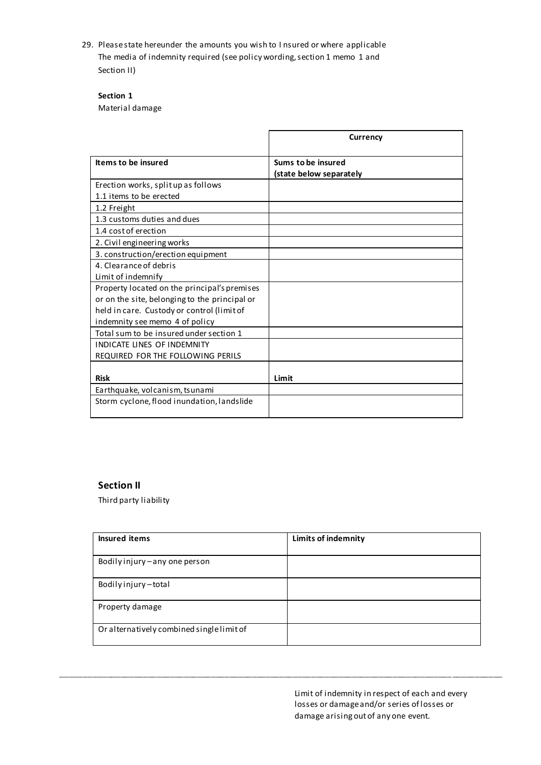29. Please state hereunder the amounts you wish to I nsured or where applicable The media of indemnity required (see policy wording, section 1 memo 1 and Section II)

**Section 1**

Material damage

| | **Currency** |
|---|---|
| **Items to be insured** | **Sums to be insured (state below separately** |
| Erection works, split up as follows<br>1.1 items to be erected | |
| 1.2 Freight | |
| 1.3 customs duties and dues | |
| 1.4 cost of erection | |
| 2. Civil engineering works | |
| 3. construction/erection equipment | |
| 4. Clearance of debris<br>Limit of indemnify | |
| Property located on the principal's premises or on the site, belonging to the principal or held in care. Custody or control (limit of indemnity see memo 4 of policy | |
| Total sum to be insured under section 1 | |
| INDICATE LINES OF INDEMNITY REQUIRED FOR THE FOLLOWING PERILS | |
| **Risk** | **Limit** |
| Earthquake, volcanism, tsunami | |
| Storm cyclone, flood inundation, landslide | |

## Section II

Third party liability

| **Insured items** | **Limits of indemnity** |
|---|---|
| Bodily injury – any one person | |
| Bodily injury – total | |
| Property damage | |
| Or alternatively combined single limit of | |

Limit of indemnity in respect of each and every losses or damage and/or series of losses or damage arising out of any one event.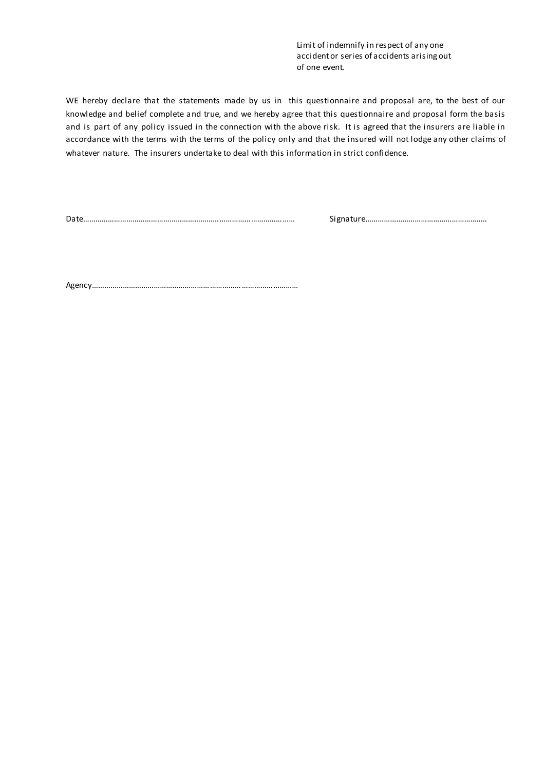Limit of indemnify in respect of any one accident or series of accidents arising out of one event.

WE hereby declare that the statements made by us in this questionnaire and proposal are, to the best of our knowledge and belief complete and true, and we hereby agree that this questionnaire and proposal form the basis and is part of any policy issued in the connection with the above risk. It is agreed that the insurers are liable in accordance with the terms with the terms of the policy only and that the insured will not lodge any other claims of whatever nature. The insurers undertake to deal with this information in strict confidence.

Date…………………………………………………………………………………………… Signature…………………………………………………..

Agency…………………………………………………………………………………